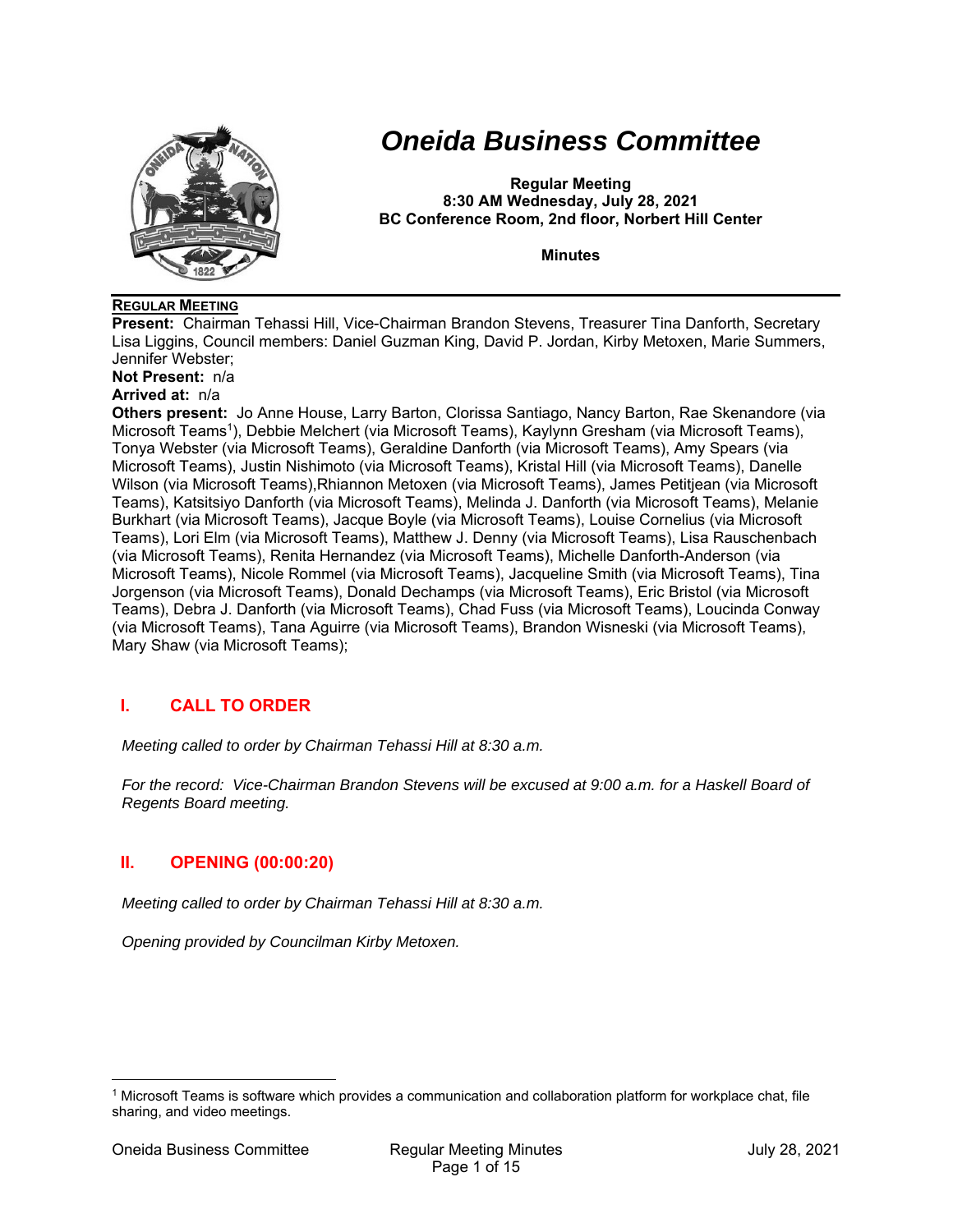# *Oneida Business Committee*

**Regular Meeting**
**8:30 AM Wednesday, July 28, 2021**
**BC Conference Room, 2nd floor, Norbert Hill Center**

**Minutes**

**REGULAR MEETING**

**Present:** Chairman Tehassi Hill, Vice-Chairman Brandon Stevens, Treasurer Tina Danforth, Secretary Lisa Liggins, Council members: Daniel Guzman King, David P. Jordan, Kirby Metoxen, Marie Summers, Jennifer Webster;

**Not Present:** n/a

**Arrived at:** n/a

**Others present:** Jo Anne House, Larry Barton, Clorissa Santiago, Nancy Barton, Rae Skenandore (via Microsoft Teams[1]), Debbie Melchert (via Microsoft Teams), Kaylynn Gresham (via Microsoft Teams), Tonya Webster (via Microsoft Teams), Geraldine Danforth (via Microsoft Teams), Amy Spears (via Microsoft Teams), Justin Nishimoto (via Microsoft Teams), Kristal Hill (via Microsoft Teams), Danelle Wilson (via Microsoft Teams),Rhiannon Metoxen (via Microsoft Teams), James Petitjean (via Microsoft Teams), Katsitsiyo Danforth (via Microsoft Teams), Melinda J. Danforth (via Microsoft Teams), Melanie Burkhart (via Microsoft Teams), Jacque Boyle (via Microsoft Teams), Louise Cornelius (via Microsoft Teams), Lori Elm (via Microsoft Teams), Matthew J. Denny (via Microsoft Teams), Lisa Rauschenbach (via Microsoft Teams), Renita Hernandez (via Microsoft Teams), Michelle Danforth-Anderson (via Microsoft Teams), Nicole Rommel (via Microsoft Teams), Jacqueline Smith (via Microsoft Teams), Tina Jorgenson (via Microsoft Teams), Donald Dechamps (via Microsoft Teams), Eric Bristol (via Microsoft Teams), Debra J. Danforth (via Microsoft Teams), Chad Fuss (via Microsoft Teams), Loucinda Conway (via Microsoft Teams), Tana Aguirre (via Microsoft Teams), Brandon Wisneski (via Microsoft Teams), Mary Shaw (via Microsoft Teams);

## I. CALL TO ORDER

*Meeting called to order by Chairman Tehassi Hill at 8:30 a.m.*

*For the record: Vice-Chairman Brandon Stevens will be excused at 9:00 a.m. for a Haskell Board of Regents Board meeting.*

## II. OPENING (00:00:20)

*Meeting called to order by Chairman Tehassi Hill at 8:30 a.m.*

*Opening provided by Councilman Kirby Metoxen.*

---

[1] Microsoft Teams is software which provides a communication and collaboration platform for workplace chat, file sharing, and video meetings.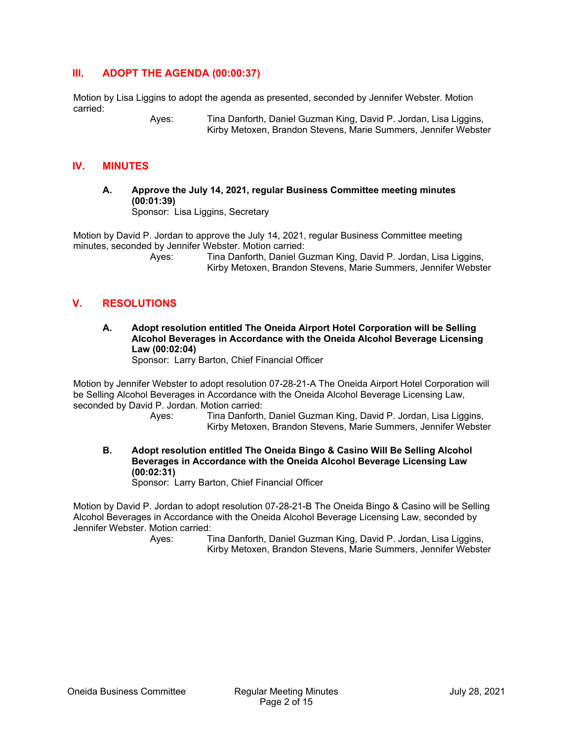## III. ADOPT THE AGENDA (00:00:37)

Motion by Lisa Liggins to adopt the agenda as presented, seconded by Jennifer Webster. Motion carried:

Ayes: Tina Danforth, Daniel Guzman King, David P. Jordan, Lisa Liggins, Kirby Metoxen, Brandon Stevens, Marie Summers, Jennifer Webster

## IV. MINUTES

### A. Approve the July 14, 2021, regular Business Committee meeting minutes (00:01:39)

Sponsor: Lisa Liggins, Secretary

Motion by David P. Jordan to approve the July 14, 2021, regular Business Committee meeting minutes, seconded by Jennifer Webster. Motion carried:

Ayes: Tina Danforth, Daniel Guzman King, David P. Jordan, Lisa Liggins, Kirby Metoxen, Brandon Stevens, Marie Summers, Jennifer Webster

## V. RESOLUTIONS

### A. Adopt resolution entitled The Oneida Airport Hotel Corporation will be Selling Alcohol Beverages in Accordance with the Oneida Alcohol Beverage Licensing Law (00:02:04)

Sponsor: Larry Barton, Chief Financial Officer

Motion by Jennifer Webster to adopt resolution 07-28-21-A The Oneida Airport Hotel Corporation will be Selling Alcohol Beverages in Accordance with the Oneida Alcohol Beverage Licensing Law, seconded by David P. Jordan. Motion carried:

Ayes: Tina Danforth, Daniel Guzman King, David P. Jordan, Lisa Liggins, Kirby Metoxen, Brandon Stevens, Marie Summers, Jennifer Webster

### B. Adopt resolution entitled The Oneida Bingo & Casino Will Be Selling Alcohol Beverages in Accordance with the Oneida Alcohol Beverage Licensing Law (00:02:31)

Sponsor: Larry Barton, Chief Financial Officer

Motion by David P. Jordan to adopt resolution 07-28-21-B The Oneida Bingo & Casino will be Selling Alcohol Beverages in Accordance with the Oneida Alcohol Beverage Licensing Law, seconded by Jennifer Webster. Motion carried:

Ayes: Tina Danforth, Daniel Guzman King, David P. Jordan, Lisa Liggins, Kirby Metoxen, Brandon Stevens, Marie Summers, Jennifer Webster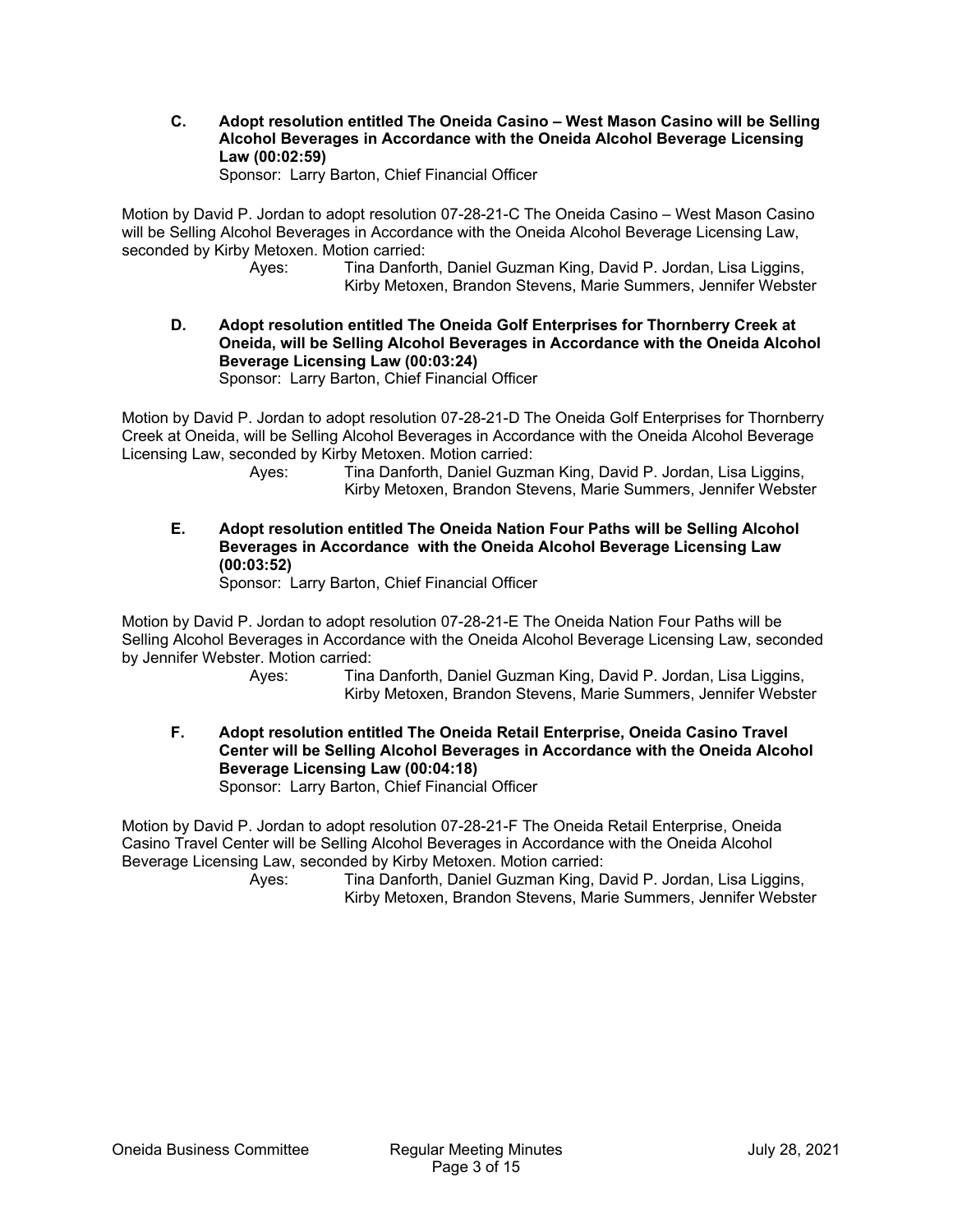**C. Adopt resolution entitled The Oneida Casino – West Mason Casino will be Selling Alcohol Beverages in Accordance with the Oneida Alcohol Beverage Licensing Law (00:02:59)**

Sponsor: Larry Barton, Chief Financial Officer

Motion by David P. Jordan to adopt resolution 07-28-21-C The Oneida Casino – West Mason Casino will be Selling Alcohol Beverages in Accordance with the Oneida Alcohol Beverage Licensing Law, seconded by Kirby Metoxen. Motion carried:

Ayes: Tina Danforth, Daniel Guzman King, David P. Jordan, Lisa Liggins, Kirby Metoxen, Brandon Stevens, Marie Summers, Jennifer Webster

**D. Adopt resolution entitled The Oneida Golf Enterprises for Thornberry Creek at Oneida, will be Selling Alcohol Beverages in Accordance with the Oneida Alcohol Beverage Licensing Law (00:03:24)**

Sponsor: Larry Barton, Chief Financial Officer

Motion by David P. Jordan to adopt resolution 07-28-21-D The Oneida Golf Enterprises for Thornberry Creek at Oneida, will be Selling Alcohol Beverages in Accordance with the Oneida Alcohol Beverage Licensing Law, seconded by Kirby Metoxen. Motion carried:

Ayes: Tina Danforth, Daniel Guzman King, David P. Jordan, Lisa Liggins, Kirby Metoxen, Brandon Stevens, Marie Summers, Jennifer Webster

**E. Adopt resolution entitled The Oneida Nation Four Paths will be Selling Alcohol Beverages in Accordance with the Oneida Alcohol Beverage Licensing Law (00:03:52)**

Sponsor: Larry Barton, Chief Financial Officer

Motion by David P. Jordan to adopt resolution 07-28-21-E The Oneida Nation Four Paths will be Selling Alcohol Beverages in Accordance with the Oneida Alcohol Beverage Licensing Law, seconded by Jennifer Webster. Motion carried:

Ayes: Tina Danforth, Daniel Guzman King, David P. Jordan, Lisa Liggins, Kirby Metoxen, Brandon Stevens, Marie Summers, Jennifer Webster

**F. Adopt resolution entitled The Oneida Retail Enterprise, Oneida Casino Travel Center will be Selling Alcohol Beverages in Accordance with the Oneida Alcohol Beverage Licensing Law (00:04:18)**

Sponsor: Larry Barton, Chief Financial Officer

Motion by David P. Jordan to adopt resolution 07-28-21-F The Oneida Retail Enterprise, Oneida Casino Travel Center will be Selling Alcohol Beverages in Accordance with the Oneida Alcohol Beverage Licensing Law, seconded by Kirby Metoxen. Motion carried:

Ayes: Tina Danforth, Daniel Guzman King, David P. Jordan, Lisa Liggins, Kirby Metoxen, Brandon Stevens, Marie Summers, Jennifer Webster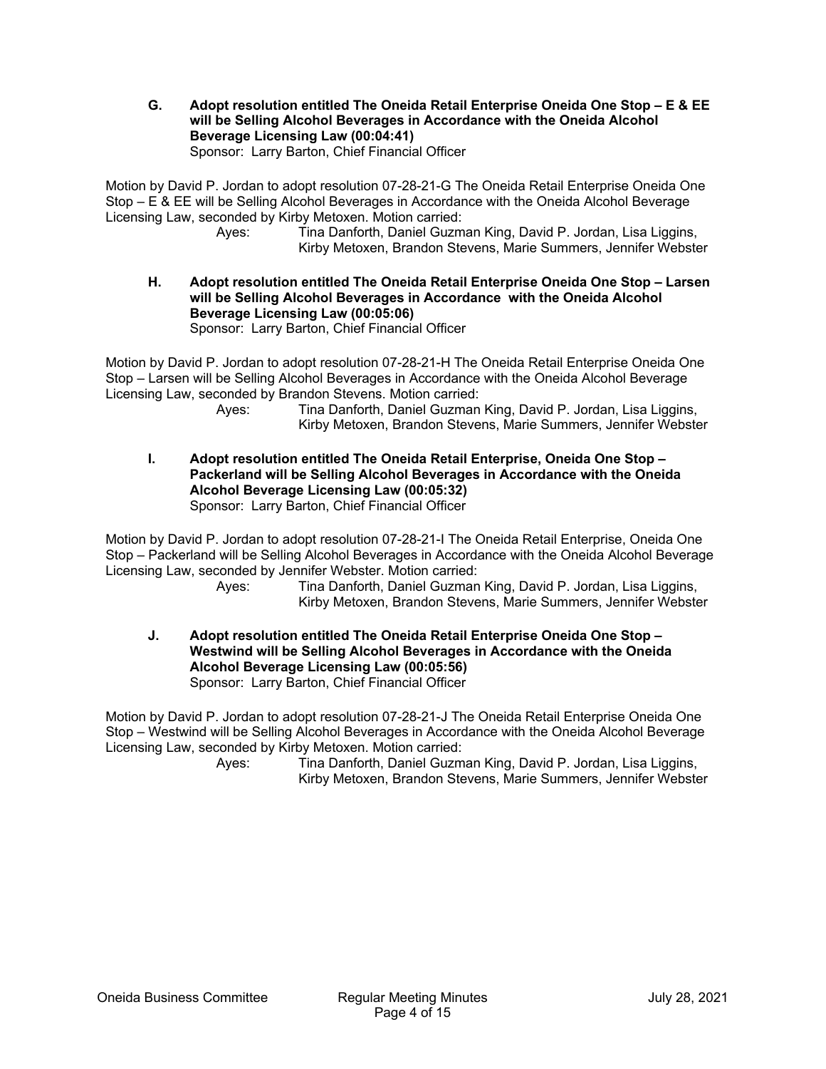**G. Adopt resolution entitled The Oneida Retail Enterprise Oneida One Stop – E & EE will be Selling Alcohol Beverages in Accordance with the Oneida Alcohol Beverage Licensing Law (00:04:41)**
Sponsor: Larry Barton, Chief Financial Officer

Motion by David P. Jordan to adopt resolution 07-28-21-G The Oneida Retail Enterprise Oneida One Stop – E & EE will be Selling Alcohol Beverages in Accordance with the Oneida Alcohol Beverage Licensing Law, seconded by Kirby Metoxen. Motion carried:

Ayes: Tina Danforth, Daniel Guzman King, David P. Jordan, Lisa Liggins, Kirby Metoxen, Brandon Stevens, Marie Summers, Jennifer Webster

**H. Adopt resolution entitled The Oneida Retail Enterprise Oneida One Stop – Larsen will be Selling Alcohol Beverages in Accordance with the Oneida Alcohol Beverage Licensing Law (00:05:06)**
Sponsor: Larry Barton, Chief Financial Officer

Motion by David P. Jordan to adopt resolution 07-28-21-H The Oneida Retail Enterprise Oneida One Stop – Larsen will be Selling Alcohol Beverages in Accordance with the Oneida Alcohol Beverage Licensing Law, seconded by Brandon Stevens. Motion carried:

Ayes: Tina Danforth, Daniel Guzman King, David P. Jordan, Lisa Liggins, Kirby Metoxen, Brandon Stevens, Marie Summers, Jennifer Webster

**I. Adopt resolution entitled The Oneida Retail Enterprise, Oneida One Stop – Packerland will be Selling Alcohol Beverages in Accordance with the Oneida Alcohol Beverage Licensing Law (00:05:32)**
Sponsor: Larry Barton, Chief Financial Officer

Motion by David P. Jordan to adopt resolution 07-28-21-I The Oneida Retail Enterprise, Oneida One Stop – Packerland will be Selling Alcohol Beverages in Accordance with the Oneida Alcohol Beverage Licensing Law, seconded by Jennifer Webster. Motion carried:

Ayes: Tina Danforth, Daniel Guzman King, David P. Jordan, Lisa Liggins, Kirby Metoxen, Brandon Stevens, Marie Summers, Jennifer Webster

**J. Adopt resolution entitled The Oneida Retail Enterprise Oneida One Stop – Westwind will be Selling Alcohol Beverages in Accordance with the Oneida Alcohol Beverage Licensing Law (00:05:56)**
Sponsor: Larry Barton, Chief Financial Officer

Motion by David P. Jordan to adopt resolution 07-28-21-J The Oneida Retail Enterprise Oneida One Stop – Westwind will be Selling Alcohol Beverages in Accordance with the Oneida Alcohol Beverage Licensing Law, seconded by Kirby Metoxen. Motion carried:

Ayes: Tina Danforth, Daniel Guzman King, David P. Jordan, Lisa Liggins, Kirby Metoxen, Brandon Stevens, Marie Summers, Jennifer Webster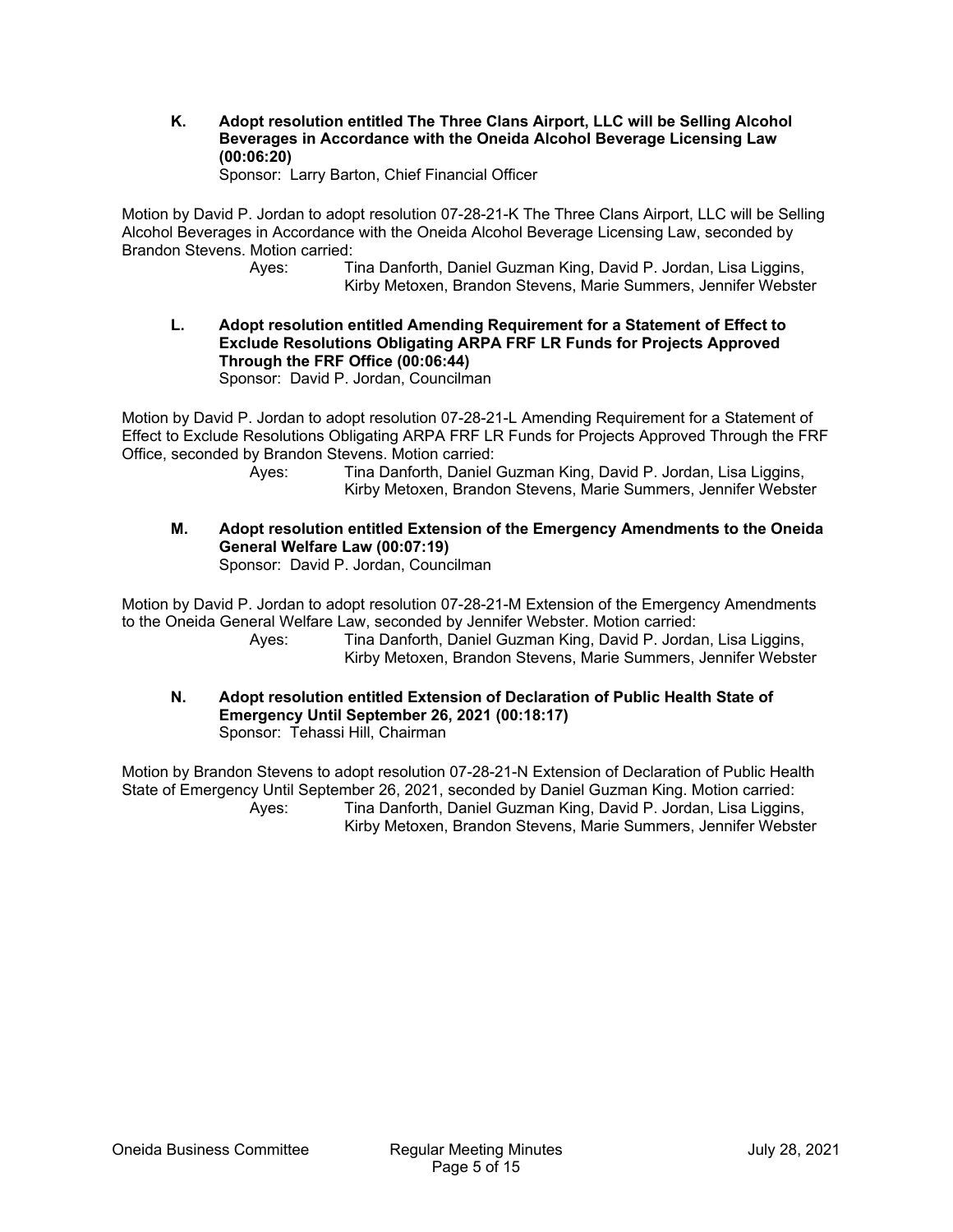**K. Adopt resolution entitled The Three Clans Airport, LLC will be Selling Alcohol Beverages in Accordance with the Oneida Alcohol Beverage Licensing Law (00:06:20)**
Sponsor: Larry Barton, Chief Financial Officer

Motion by David P. Jordan to adopt resolution 07-28-21-K The Three Clans Airport, LLC will be Selling Alcohol Beverages in Accordance with the Oneida Alcohol Beverage Licensing Law, seconded by Brandon Stevens. Motion carried:

Ayes: Tina Danforth, Daniel Guzman King, David P. Jordan, Lisa Liggins, Kirby Metoxen, Brandon Stevens, Marie Summers, Jennifer Webster

**L. Adopt resolution entitled Amending Requirement for a Statement of Effect to Exclude Resolutions Obligating ARPA FRF LR Funds for Projects Approved Through the FRF Office (00:06:44)**
Sponsor: David P. Jordan, Councilman

Motion by David P. Jordan to adopt resolution 07-28-21-L Amending Requirement for a Statement of Effect to Exclude Resolutions Obligating ARPA FRF LR Funds for Projects Approved Through the FRF Office, seconded by Brandon Stevens. Motion carried:

Ayes: Tina Danforth, Daniel Guzman King, David P. Jordan, Lisa Liggins, Kirby Metoxen, Brandon Stevens, Marie Summers, Jennifer Webster

**M. Adopt resolution entitled Extension of the Emergency Amendments to the Oneida General Welfare Law (00:07:19)**
Sponsor: David P. Jordan, Councilman

Motion by David P. Jordan to adopt resolution 07-28-21-M Extension of the Emergency Amendments to the Oneida General Welfare Law, seconded by Jennifer Webster. Motion carried:

Ayes: Tina Danforth, Daniel Guzman King, David P. Jordan, Lisa Liggins, Kirby Metoxen, Brandon Stevens, Marie Summers, Jennifer Webster

**N. Adopt resolution entitled Extension of Declaration of Public Health State of Emergency Until September 26, 2021 (00:18:17)**
Sponsor: Tehassi Hill, Chairman

Motion by Brandon Stevens to adopt resolution 07-28-21-N Extension of Declaration of Public Health State of Emergency Until September 26, 2021, seconded by Daniel Guzman King. Motion carried:

Ayes: Tina Danforth, Daniel Guzman King, David P. Jordan, Lisa Liggins, Kirby Metoxen, Brandon Stevens, Marie Summers, Jennifer Webster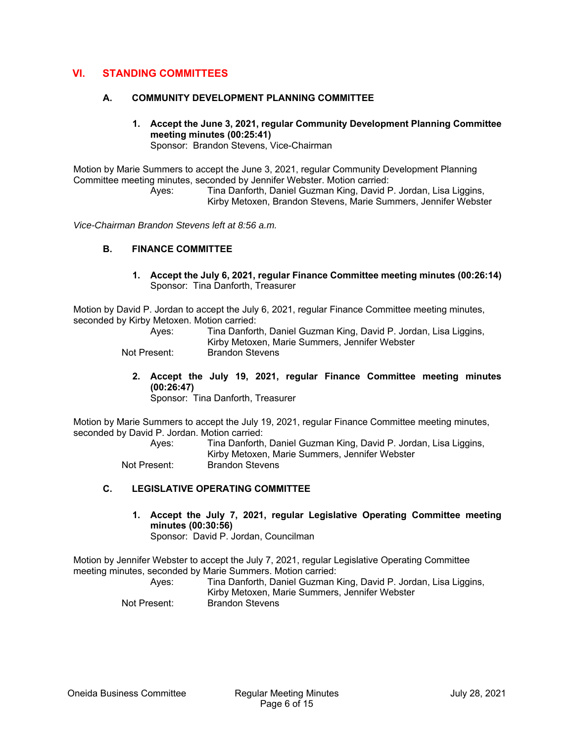## VI. STANDING COMMITTEES

### A. COMMUNITY DEVELOPMENT PLANNING COMMITTEE

**1. Accept the June 3, 2021, regular Community Development Planning Committee meeting minutes (00:25:41)**
Sponsor: Brandon Stevens, Vice-Chairman

Motion by Marie Summers to accept the June 3, 2021, regular Community Development Planning Committee meeting minutes, seconded by Jennifer Webster. Motion carried:

Ayes: Tina Danforth, Daniel Guzman King, David P. Jordan, Lisa Liggins, Kirby Metoxen, Brandon Stevens, Marie Summers, Jennifer Webster

*Vice-Chairman Brandon Stevens left at 8:56 a.m.*

### B. FINANCE COMMITTEE

**1. Accept the July 6, 2021, regular Finance Committee meeting minutes (00:26:14)**
Sponsor: Tina Danforth, Treasurer

Motion by David P. Jordan to accept the July 6, 2021, regular Finance Committee meeting minutes, seconded by Kirby Metoxen. Motion carried:

Ayes: Tina Danforth, Daniel Guzman King, David P. Jordan, Lisa Liggins, Kirby Metoxen, Marie Summers, Jennifer Webster
Not Present: Brandon Stevens

**2. Accept the July 19, 2021, regular Finance Committee meeting minutes (00:26:47)**
Sponsor: Tina Danforth, Treasurer

Motion by Marie Summers to accept the July 19, 2021, regular Finance Committee meeting minutes, seconded by David P. Jordan. Motion carried:

Ayes: Tina Danforth, Daniel Guzman King, David P. Jordan, Lisa Liggins, Kirby Metoxen, Marie Summers, Jennifer Webster
Not Present: Brandon Stevens

### C. LEGISLATIVE OPERATING COMMITTEE

**1. Accept the July 7, 2021, regular Legislative Operating Committee meeting minutes (00:30:56)**
Sponsor: David P. Jordan, Councilman

Motion by Jennifer Webster to accept the July 7, 2021, regular Legislative Operating Committee meeting minutes, seconded by Marie Summers. Motion carried:

Ayes: Tina Danforth, Daniel Guzman King, David P. Jordan, Lisa Liggins, Kirby Metoxen, Marie Summers, Jennifer Webster
Not Present: Brandon Stevens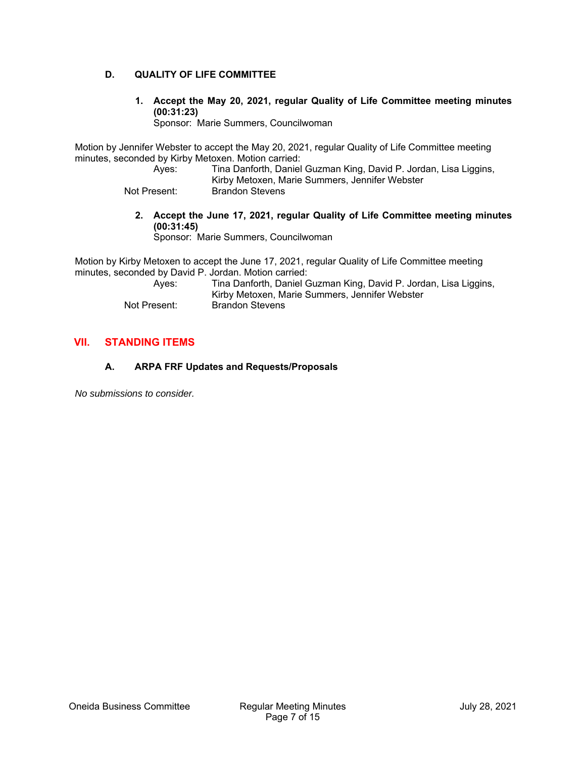### D. QUALITY OF LIFE COMMITTEE

**1. Accept the May 20, 2021, regular Quality of Life Committee meeting minutes (00:31:23)**
Sponsor: Marie Summers, Councilwoman

Motion by Jennifer Webster to accept the May 20, 2021, regular Quality of Life Committee meeting minutes, seconded by Kirby Metoxen. Motion carried:

Ayes: Tina Danforth, Daniel Guzman King, David P. Jordan, Lisa Liggins, Kirby Metoxen, Marie Summers, Jennifer Webster
Not Present: Brandon Stevens

**2. Accept the June 17, 2021, regular Quality of Life Committee meeting minutes (00:31:45)**
Sponsor: Marie Summers, Councilwoman

Motion by Kirby Metoxen to accept the June 17, 2021, regular Quality of Life Committee meeting minutes, seconded by David P. Jordan. Motion carried:

Ayes: Tina Danforth, Daniel Guzman King, David P. Jordan, Lisa Liggins, Kirby Metoxen, Marie Summers, Jennifer Webster
Not Present: Brandon Stevens

## VII. STANDING ITEMS

### A. ARPA FRF Updates and Requests/Proposals

*No submissions to consider.*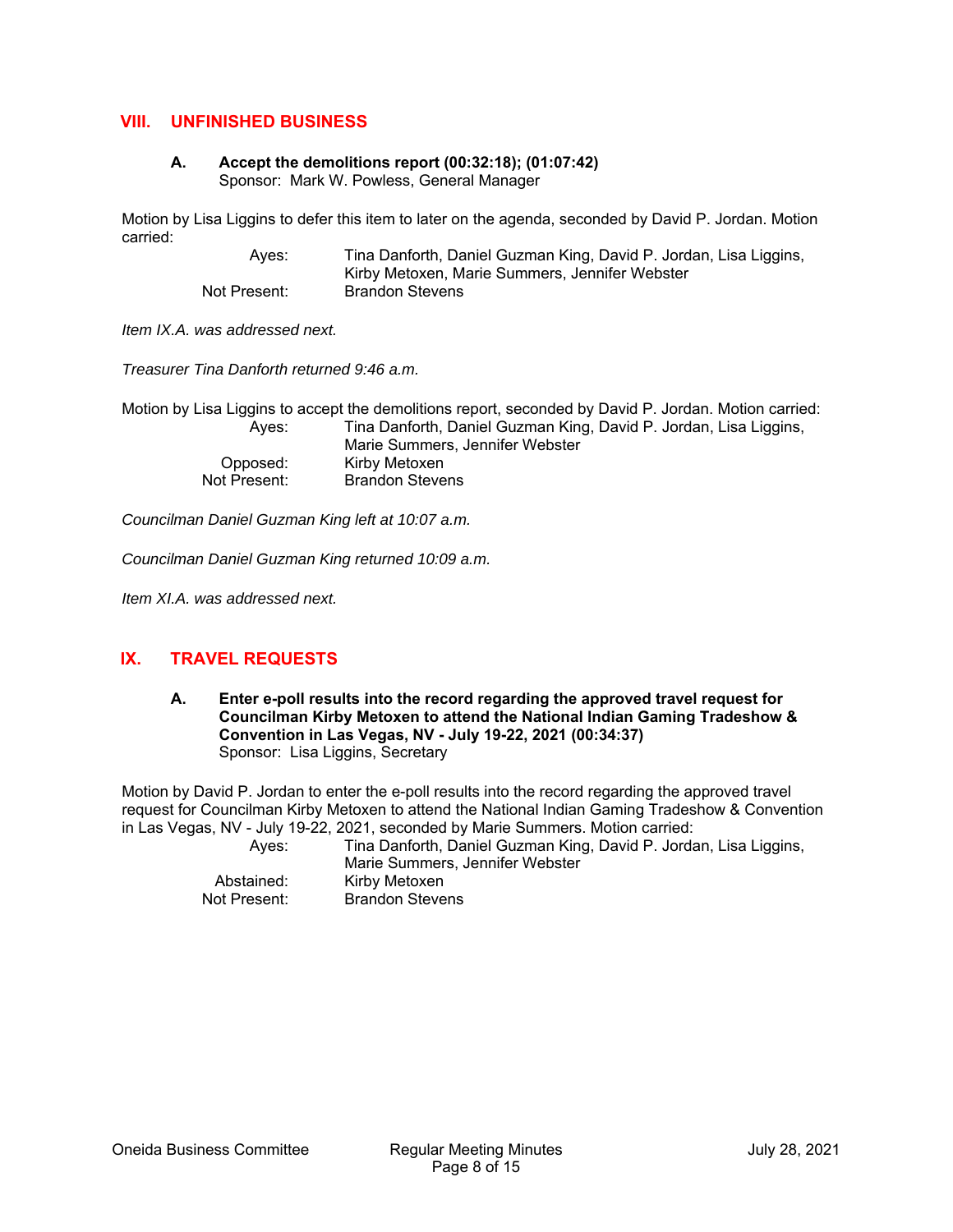## VIII. UNFINISHED BUSINESS

### A. Accept the demolitions report (00:32:18); (01:07:42)
Sponsor: Mark W. Powless, General Manager

Motion by Lisa Liggins to defer this item to later on the agenda, seconded by David P. Jordan. Motion carried:

| | |
|---|---|
| Ayes: | Tina Danforth, Daniel Guzman King, David P. Jordan, Lisa Liggins, Kirby Metoxen, Marie Summers, Jennifer Webster |
| Not Present: | Brandon Stevens |

*Item IX.A. was addressed next.*

*Treasurer Tina Danforth returned 9:46 a.m.*

Motion by Lisa Liggins to accept the demolitions report, seconded by David P. Jordan. Motion carried:

| | |
|---|---|
| Ayes: | Tina Danforth, Daniel Guzman King, David P. Jordan, Lisa Liggins, Marie Summers, Jennifer Webster |
| Opposed: | Kirby Metoxen |
| Not Present: | Brandon Stevens |

*Councilman Daniel Guzman King left at 10:07 a.m.*

*Councilman Daniel Guzman King returned 10:09 a.m.*

*Item XI.A. was addressed next.*

## IX. TRAVEL REQUESTS

### A. Enter e-poll results into the record regarding the approved travel request for Councilman Kirby Metoxen to attend the National Indian Gaming Tradeshow & Convention in Las Vegas, NV - July 19-22, 2021 (00:34:37)
Sponsor: Lisa Liggins, Secretary

Motion by David P. Jordan to enter the e-poll results into the record regarding the approved travel request for Councilman Kirby Metoxen to attend the National Indian Gaming Tradeshow & Convention in Las Vegas, NV - July 19-22, 2021, seconded by Marie Summers. Motion carried:

| | |
|---|---|
| Ayes: | Tina Danforth, Daniel Guzman King, David P. Jordan, Lisa Liggins, Marie Summers, Jennifer Webster |
| Abstained: | Kirby Metoxen |
| Not Present: | Brandon Stevens |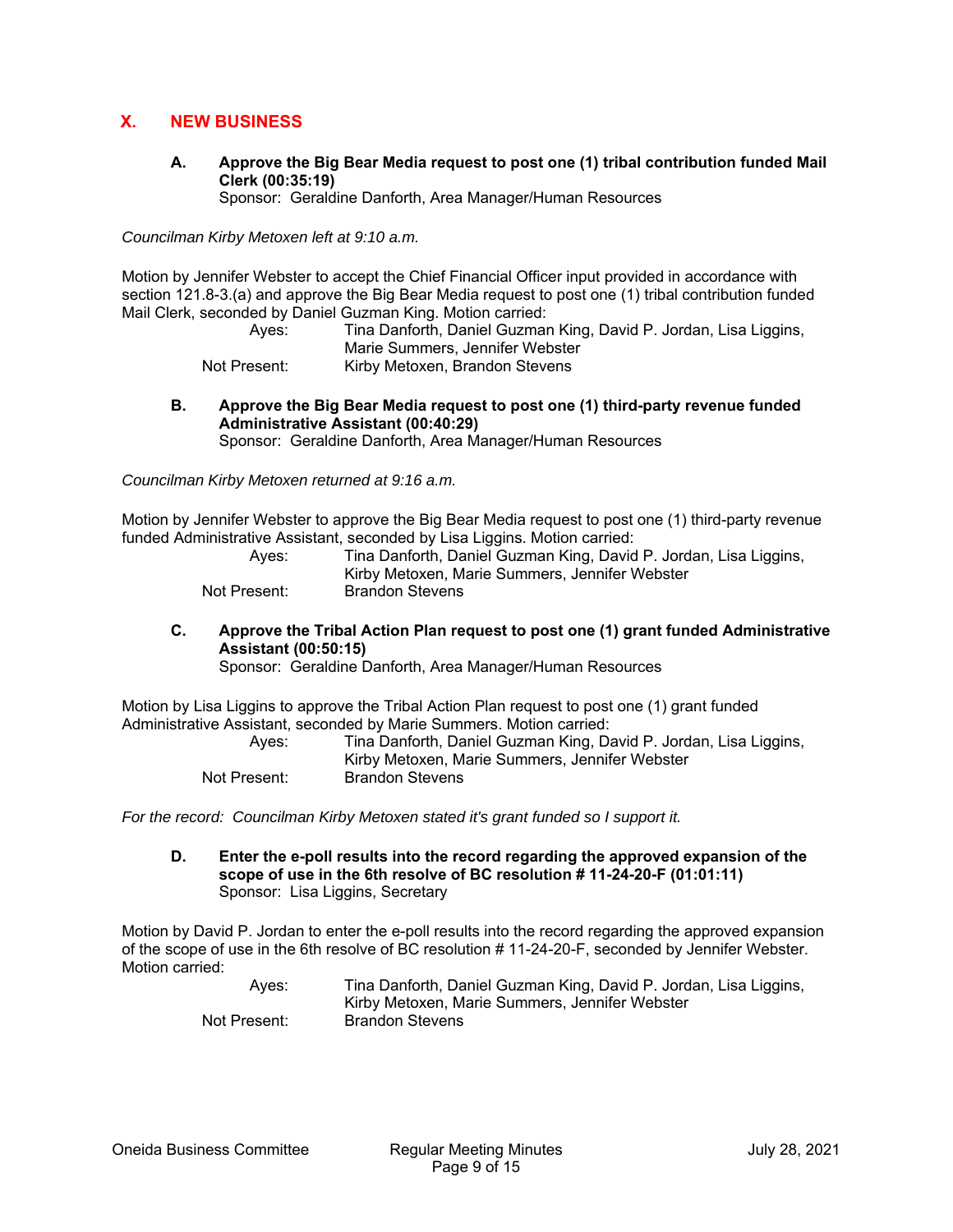## X. NEW BUSINESS

**A. Approve the Big Bear Media request to post one (1) tribal contribution funded Mail Clerk (00:35:19)**
Sponsor: Geraldine Danforth, Area Manager/Human Resources

*Councilman Kirby Metoxen left at 9:10 a.m.*

Motion by Jennifer Webster to accept the Chief Financial Officer input provided in accordance with section 121.8-3.(a) and approve the Big Bear Media request to post one (1) tribal contribution funded Mail Clerk, seconded by Daniel Guzman King. Motion carried:

Ayes: Tina Danforth, Daniel Guzman King, David P. Jordan, Lisa Liggins, Marie Summers, Jennifer Webster
Not Present: Kirby Metoxen, Brandon Stevens

**B. Approve the Big Bear Media request to post one (1) third-party revenue funded Administrative Assistant (00:40:29)**
Sponsor: Geraldine Danforth, Area Manager/Human Resources

*Councilman Kirby Metoxen returned at 9:16 a.m.*

Motion by Jennifer Webster to approve the Big Bear Media request to post one (1) third-party revenue funded Administrative Assistant, seconded by Lisa Liggins. Motion carried:

Ayes: Tina Danforth, Daniel Guzman King, David P. Jordan, Lisa Liggins, Kirby Metoxen, Marie Summers, Jennifer Webster
Not Present: Brandon Stevens

**C. Approve the Tribal Action Plan request to post one (1) grant funded Administrative Assistant (00:50:15)**
Sponsor: Geraldine Danforth, Area Manager/Human Resources

Motion by Lisa Liggins to approve the Tribal Action Plan request to post one (1) grant funded Administrative Assistant, seconded by Marie Summers. Motion carried:

Ayes: Tina Danforth, Daniel Guzman King, David P. Jordan, Lisa Liggins, Kirby Metoxen, Marie Summers, Jennifer Webster
Not Present: Brandon Stevens

*For the record: Councilman Kirby Metoxen stated it's grant funded so I support it.*

**D. Enter the e-poll results into the record regarding the approved expansion of the scope of use in the 6th resolve of BC resolution # 11-24-20-F (01:01:11)**
Sponsor: Lisa Liggins, Secretary

Motion by David P. Jordan to enter the e-poll results into the record regarding the approved expansion of the scope of use in the 6th resolve of BC resolution # 11-24-20-F, seconded by Jennifer Webster. Motion carried:

Ayes: Tina Danforth, Daniel Guzman King, David P. Jordan, Lisa Liggins, Kirby Metoxen, Marie Summers, Jennifer Webster
Not Present: Brandon Stevens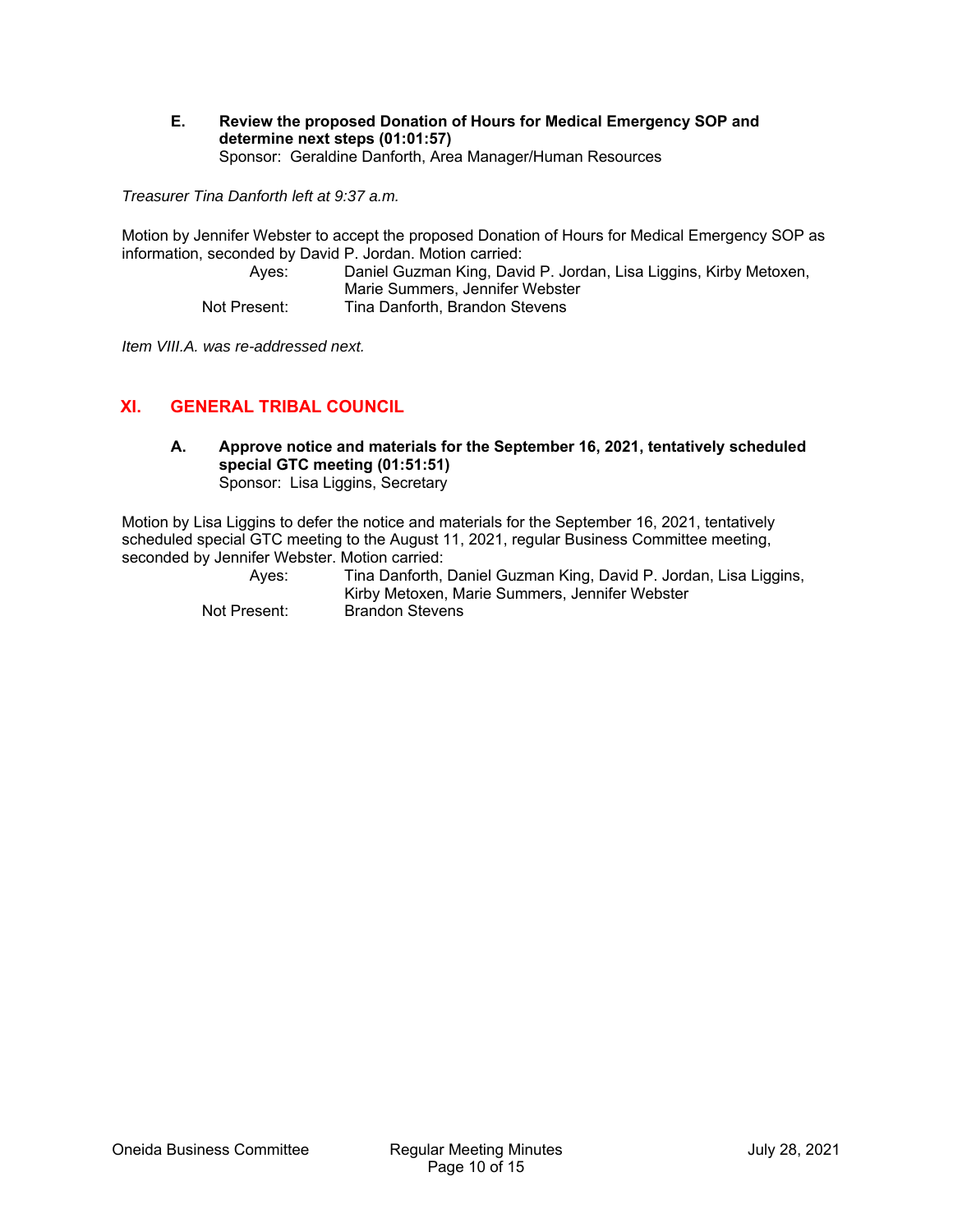**E. Review the proposed Donation of Hours for Medical Emergency SOP and determine next steps (01:01:57)**
Sponsor: Geraldine Danforth, Area Manager/Human Resources

*Treasurer Tina Danforth left at 9:37 a.m.*

Motion by Jennifer Webster to accept the proposed Donation of Hours for Medical Emergency SOP as information, seconded by David P. Jordan. Motion carried:

| | |
|---|---|
| Ayes: | Daniel Guzman King, David P. Jordan, Lisa Liggins, Kirby Metoxen, Marie Summers, Jennifer Webster |
| Not Present: | Tina Danforth, Brandon Stevens |

*Item VIII.A. was re-addressed next.*

## XI. GENERAL TRIBAL COUNCIL

**A. Approve notice and materials for the September 16, 2021, tentatively scheduled special GTC meeting (01:51:51)**
Sponsor: Lisa Liggins, Secretary

Motion by Lisa Liggins to defer the notice and materials for the September 16, 2021, tentatively scheduled special GTC meeting to the August 11, 2021, regular Business Committee meeting, seconded by Jennifer Webster. Motion carried:

| | |
|---|---|
| Ayes: | Tina Danforth, Daniel Guzman King, David P. Jordan, Lisa Liggins, Kirby Metoxen, Marie Summers, Jennifer Webster |
| Not Present: | Brandon Stevens |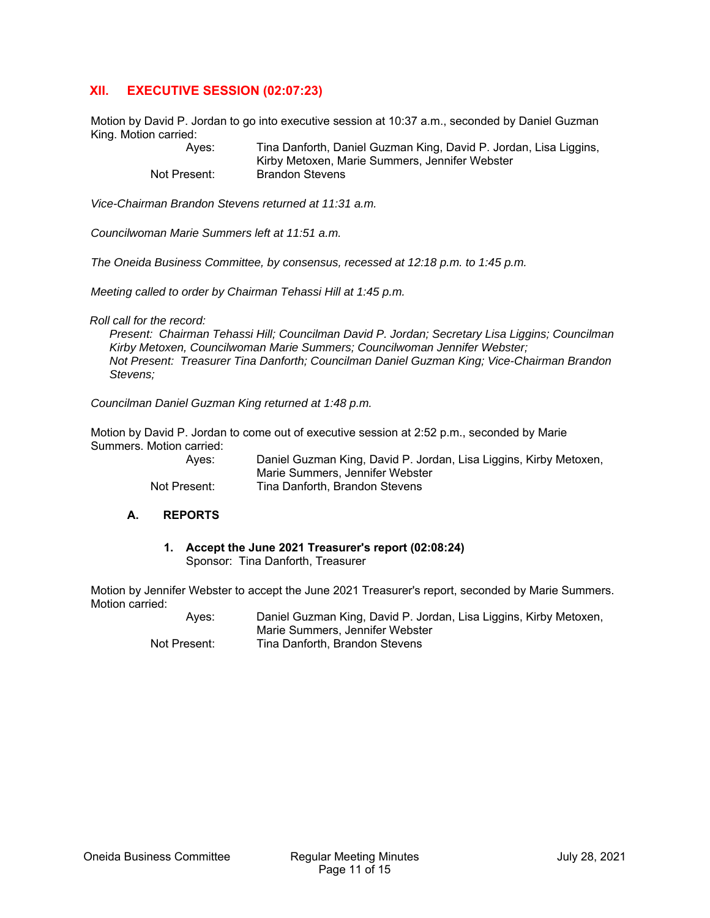## XII. EXECUTIVE SESSION (02:07:23)

Motion by David P. Jordan to go into executive session at 10:37 a.m., seconded by Daniel Guzman King. Motion carried:

| | |
|---|---|
| Ayes: | Tina Danforth, Daniel Guzman King, David P. Jordan, Lisa Liggins, Kirby Metoxen, Marie Summers, Jennifer Webster |
| Not Present: | Brandon Stevens |

*Vice-Chairman Brandon Stevens returned at 11:31 a.m.*

*Councilwoman Marie Summers left at 11:51 a.m.*

*The Oneida Business Committee, by consensus, recessed at 12:18 p.m. to 1:45 p.m.*

*Meeting called to order by Chairman Tehassi Hill at 1:45 p.m.*

*Roll call for the record:*

*Present: Chairman Tehassi Hill; Councilman David P. Jordan; Secretary Lisa Liggins; Councilman Kirby Metoxen, Councilwoman Marie Summers; Councilwoman Jennifer Webster;*
*Not Present: Treasurer Tina Danforth; Councilman Daniel Guzman King; Vice-Chairman Brandon Stevens;*

*Councilman Daniel Guzman King returned at 1:48 p.m.*

Motion by David P. Jordan to come out of executive session at 2:52 p.m., seconded by Marie Summers. Motion carried:

| | |
|---|---|
| Ayes: | Daniel Guzman King, David P. Jordan, Lisa Liggins, Kirby Metoxen, Marie Summers, Jennifer Webster |
| Not Present: | Tina Danforth, Brandon Stevens |

### A. REPORTS

**1. Accept the June 2021 Treasurer's report (02:08:24)**
Sponsor: Tina Danforth, Treasurer

Motion by Jennifer Webster to accept the June 2021 Treasurer's report, seconded by Marie Summers. Motion carried:

| | |
|---|---|
| Ayes: | Daniel Guzman King, David P. Jordan, Lisa Liggins, Kirby Metoxen, Marie Summers, Jennifer Webster |
| Not Present: | Tina Danforth, Brandon Stevens |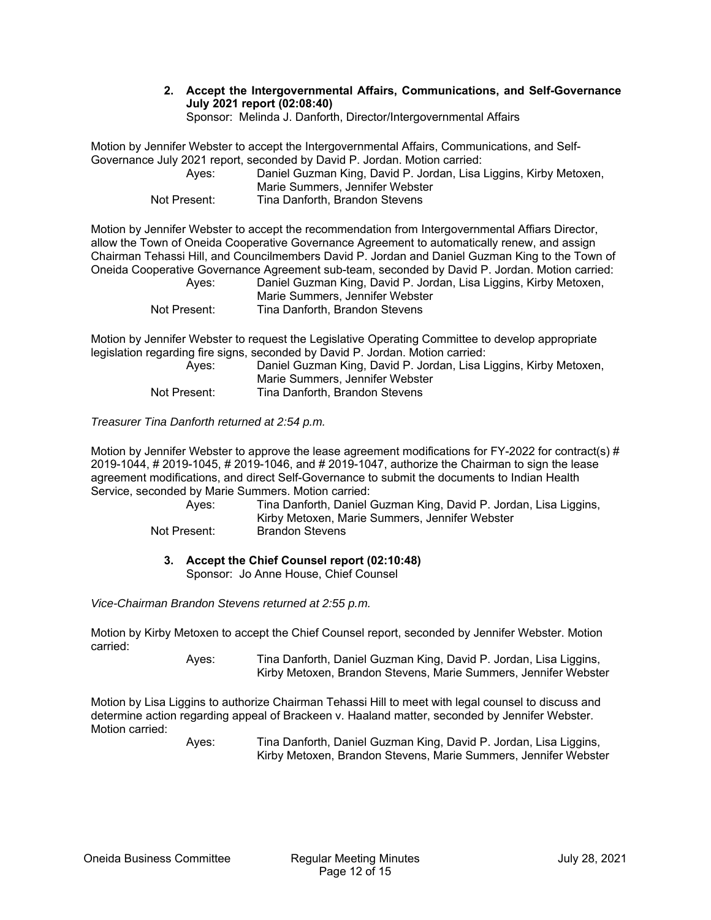**2. Accept the Intergovernmental Affairs, Communications, and Self-Governance July 2021 report (02:08:40)**
Sponsor: Melinda J. Danforth, Director/Intergovernmental Affairs

Motion by Jennifer Webster to accept the Intergovernmental Affairs, Communications, and Self-Governance July 2021 report, seconded by David P. Jordan. Motion carried:

Ayes: Daniel Guzman King, David P. Jordan, Lisa Liggins, Kirby Metoxen, Marie Summers, Jennifer Webster
Not Present: Tina Danforth, Brandon Stevens

Motion by Jennifer Webster to accept the recommendation from Intergovernmental Affiars Director, allow the Town of Oneida Cooperative Governance Agreement to automatically renew, and assign Chairman Tehassi Hill, and Councilmembers David P. Jordan and Daniel Guzman King to the Town of Oneida Cooperative Governance Agreement sub-team, seconded by David P. Jordan. Motion carried:

Ayes: Daniel Guzman King, David P. Jordan, Lisa Liggins, Kirby Metoxen, Marie Summers, Jennifer Webster
Not Present: Tina Danforth, Brandon Stevens

Motion by Jennifer Webster to request the Legislative Operating Committee to develop appropriate legislation regarding fire signs, seconded by David P. Jordan. Motion carried:

Ayes: Daniel Guzman King, David P. Jordan, Lisa Liggins, Kirby Metoxen, Marie Summers, Jennifer Webster
Not Present: Tina Danforth, Brandon Stevens

*Treasurer Tina Danforth returned at 2:54 p.m.*

Motion by Jennifer Webster to approve the lease agreement modifications for FY-2022 for contract(s) # 2019-1044, # 2019-1045, # 2019-1046, and # 2019-1047, authorize the Chairman to sign the lease agreement modifications, and direct Self-Governance to submit the documents to Indian Health Service, seconded by Marie Summers. Motion carried:

Ayes: Tina Danforth, Daniel Guzman King, David P. Jordan, Lisa Liggins, Kirby Metoxen, Marie Summers, Jennifer Webster
Not Present: Brandon Stevens

**3. Accept the Chief Counsel report (02:10:48)**
Sponsor: Jo Anne House, Chief Counsel

*Vice-Chairman Brandon Stevens returned at 2:55 p.m.*

Motion by Kirby Metoxen to accept the Chief Counsel report, seconded by Jennifer Webster. Motion carried:

Ayes: Tina Danforth, Daniel Guzman King, David P. Jordan, Lisa Liggins, Kirby Metoxen, Brandon Stevens, Marie Summers, Jennifer Webster

Motion by Lisa Liggins to authorize Chairman Tehassi Hill to meet with legal counsel to discuss and determine action regarding appeal of Brackeen v. Haaland matter, seconded by Jennifer Webster. Motion carried:

Ayes: Tina Danforth, Daniel Guzman King, David P. Jordan, Lisa Liggins, Kirby Metoxen, Brandon Stevens, Marie Summers, Jennifer Webster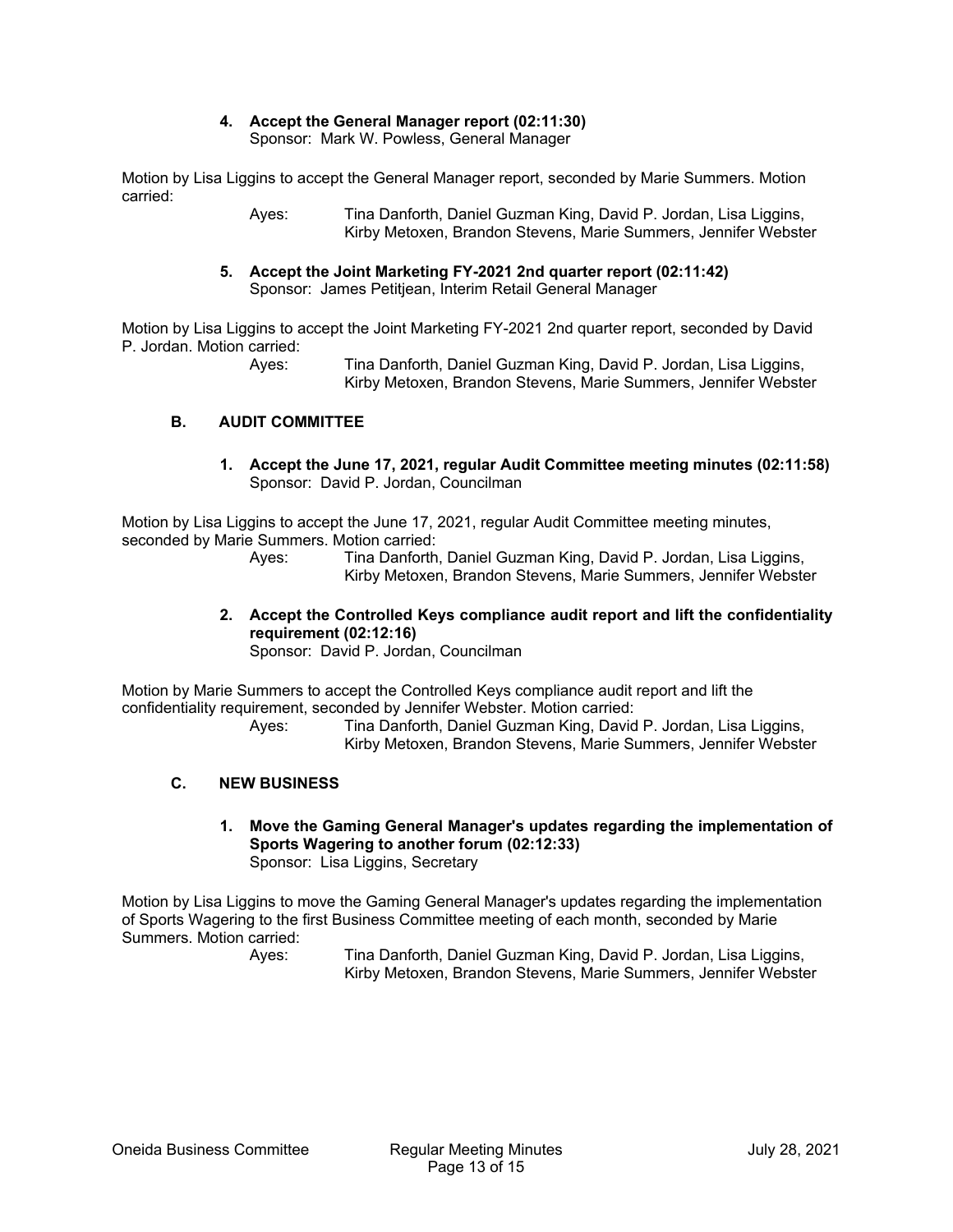**4. Accept the General Manager report (02:11:30)**
Sponsor: Mark W. Powless, General Manager

Motion by Lisa Liggins to accept the General Manager report, seconded by Marie Summers. Motion carried:

Ayes: Tina Danforth, Daniel Guzman King, David P. Jordan, Lisa Liggins, Kirby Metoxen, Brandon Stevens, Marie Summers, Jennifer Webster

**5. Accept the Joint Marketing FY-2021 2nd quarter report (02:11:42)**
Sponsor: James Petitjean, Interim Retail General Manager

Motion by Lisa Liggins to accept the Joint Marketing FY-2021 2nd quarter report, seconded by David P. Jordan. Motion carried:

Ayes: Tina Danforth, Daniel Guzman King, David P. Jordan, Lisa Liggins, Kirby Metoxen, Brandon Stevens, Marie Summers, Jennifer Webster

## B. AUDIT COMMITTEE

**1. Accept the June 17, 2021, regular Audit Committee meeting minutes (02:11:58)**
Sponsor: David P. Jordan, Councilman

Motion by Lisa Liggins to accept the June 17, 2021, regular Audit Committee meeting minutes, seconded by Marie Summers. Motion carried:

Ayes: Tina Danforth, Daniel Guzman King, David P. Jordan, Lisa Liggins, Kirby Metoxen, Brandon Stevens, Marie Summers, Jennifer Webster

**2. Accept the Controlled Keys compliance audit report and lift the confidentiality requirement (02:12:16)**
Sponsor: David P. Jordan, Councilman

Motion by Marie Summers to accept the Controlled Keys compliance audit report and lift the confidentiality requirement, seconded by Jennifer Webster. Motion carried:

Ayes: Tina Danforth, Daniel Guzman King, David P. Jordan, Lisa Liggins, Kirby Metoxen, Brandon Stevens, Marie Summers, Jennifer Webster

## C. NEW BUSINESS

**1. Move the Gaming General Manager's updates regarding the implementation of Sports Wagering to another forum (02:12:33)**
Sponsor: Lisa Liggins, Secretary

Motion by Lisa Liggins to move the Gaming General Manager's updates regarding the implementation of Sports Wagering to the first Business Committee meeting of each month, seconded by Marie Summers. Motion carried:

Ayes: Tina Danforth, Daniel Guzman King, David P. Jordan, Lisa Liggins, Kirby Metoxen, Brandon Stevens, Marie Summers, Jennifer Webster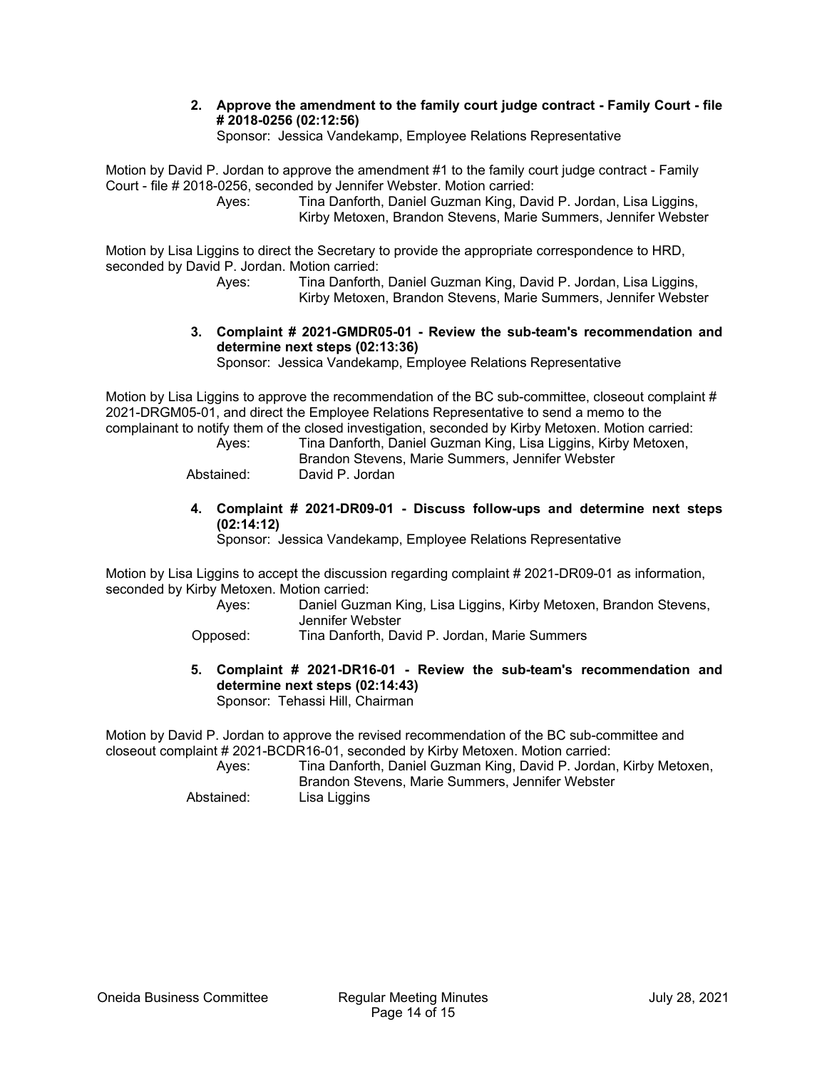**2. Approve the amendment to the family court judge contract - Family Court - file # 2018-0256 (02:12:56)**
Sponsor: Jessica Vandekamp, Employee Relations Representative

Motion by David P. Jordan to approve the amendment #1 to the family court judge contract - Family Court - file # 2018-0256, seconded by Jennifer Webster. Motion carried:

Ayes: Tina Danforth, Daniel Guzman King, David P. Jordan, Lisa Liggins, Kirby Metoxen, Brandon Stevens, Marie Summers, Jennifer Webster

Motion by Lisa Liggins to direct the Secretary to provide the appropriate correspondence to HRD, seconded by David P. Jordan. Motion carried:

Ayes: Tina Danforth, Daniel Guzman King, David P. Jordan, Lisa Liggins, Kirby Metoxen, Brandon Stevens, Marie Summers, Jennifer Webster

**3. Complaint # 2021-GMDR05-01 - Review the sub-team's recommendation and determine next steps (02:13:36)**
Sponsor: Jessica Vandekamp, Employee Relations Representative

Motion by Lisa Liggins to approve the recommendation of the BC sub-committee, closeout complaint # 2021-DRGM05-01, and direct the Employee Relations Representative to send a memo to the complainant to notify them of the closed investigation, seconded by Kirby Metoxen. Motion carried:

Ayes: Tina Danforth, Daniel Guzman King, Lisa Liggins, Kirby Metoxen, Brandon Stevens, Marie Summers, Jennifer Webster
Abstained: David P. Jordan

**4. Complaint # 2021-DR09-01 - Discuss follow-ups and determine next steps (02:14:12)**
Sponsor: Jessica Vandekamp, Employee Relations Representative

Motion by Lisa Liggins to accept the discussion regarding complaint # 2021-DR09-01 as information, seconded by Kirby Metoxen. Motion carried:

Ayes: Daniel Guzman King, Lisa Liggins, Kirby Metoxen, Brandon Stevens, Jennifer Webster
Opposed: Tina Danforth, David P. Jordan, Marie Summers

**5. Complaint # 2021-DR16-01 - Review the sub-team's recommendation and determine next steps (02:14:43)**
Sponsor: Tehassi Hill, Chairman

Motion by David P. Jordan to approve the revised recommendation of the BC sub-committee and closeout complaint # 2021-BCDR16-01, seconded by Kirby Metoxen. Motion carried:

Ayes: Tina Danforth, Daniel Guzman King, David P. Jordan, Kirby Metoxen, Brandon Stevens, Marie Summers, Jennifer Webster
Abstained: Lisa Liggins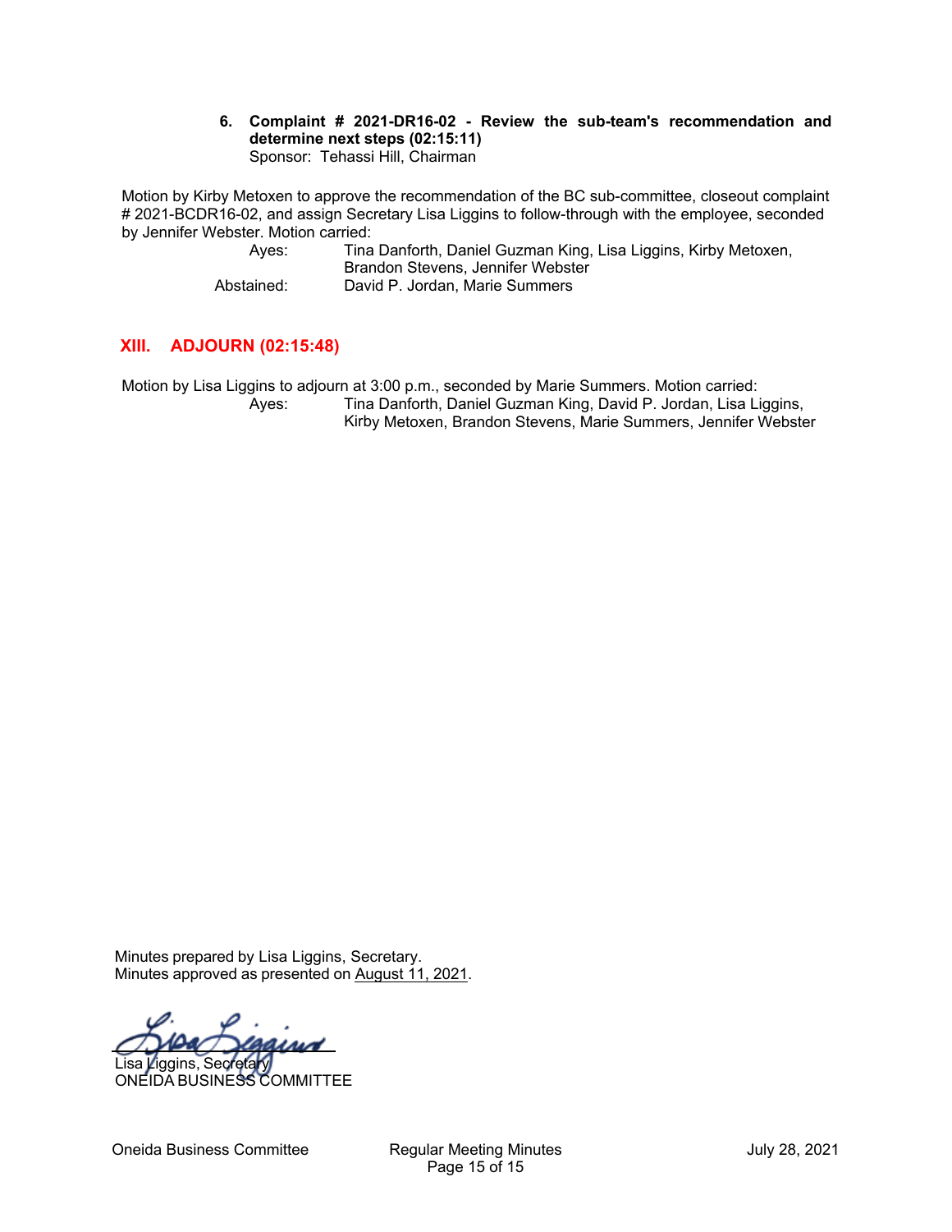**6. Complaint # 2021-DR16-02 - Review the sub-team's recommendation and determine next steps (02:15:11)**
Sponsor: Tehassi Hill, Chairman

Motion by Kirby Metoxen to approve the recommendation of the BC sub-committee, closeout complaint # 2021-BCDR16-02, and assign Secretary Lisa Liggins to follow-through with the employee, seconded by Jennifer Webster. Motion carried:

| | |
|---|---|
| Ayes: | Tina Danforth, Daniel Guzman King, Lisa Liggins, Kirby Metoxen, Brandon Stevens, Jennifer Webster |
| Abstained: | David P. Jordan, Marie Summers |

## XIII. ADJOURN (02:15:48)

Motion by Lisa Liggins to adjourn at 3:00 p.m., seconded by Marie Summers. Motion carried:

| | |
|---|---|
| Ayes: | Tina Danforth, Daniel Guzman King, David P. Jordan, Lisa Liggins, Kirby Metoxen, Brandon Stevens, Marie Summers, Jennifer Webster |

Minutes prepared by Lisa Liggins, Secretary.
Minutes approved as presented on August 11, 2021.

Lisa Liggins, Secretary
ONEIDA BUSINESS COMMITTEE